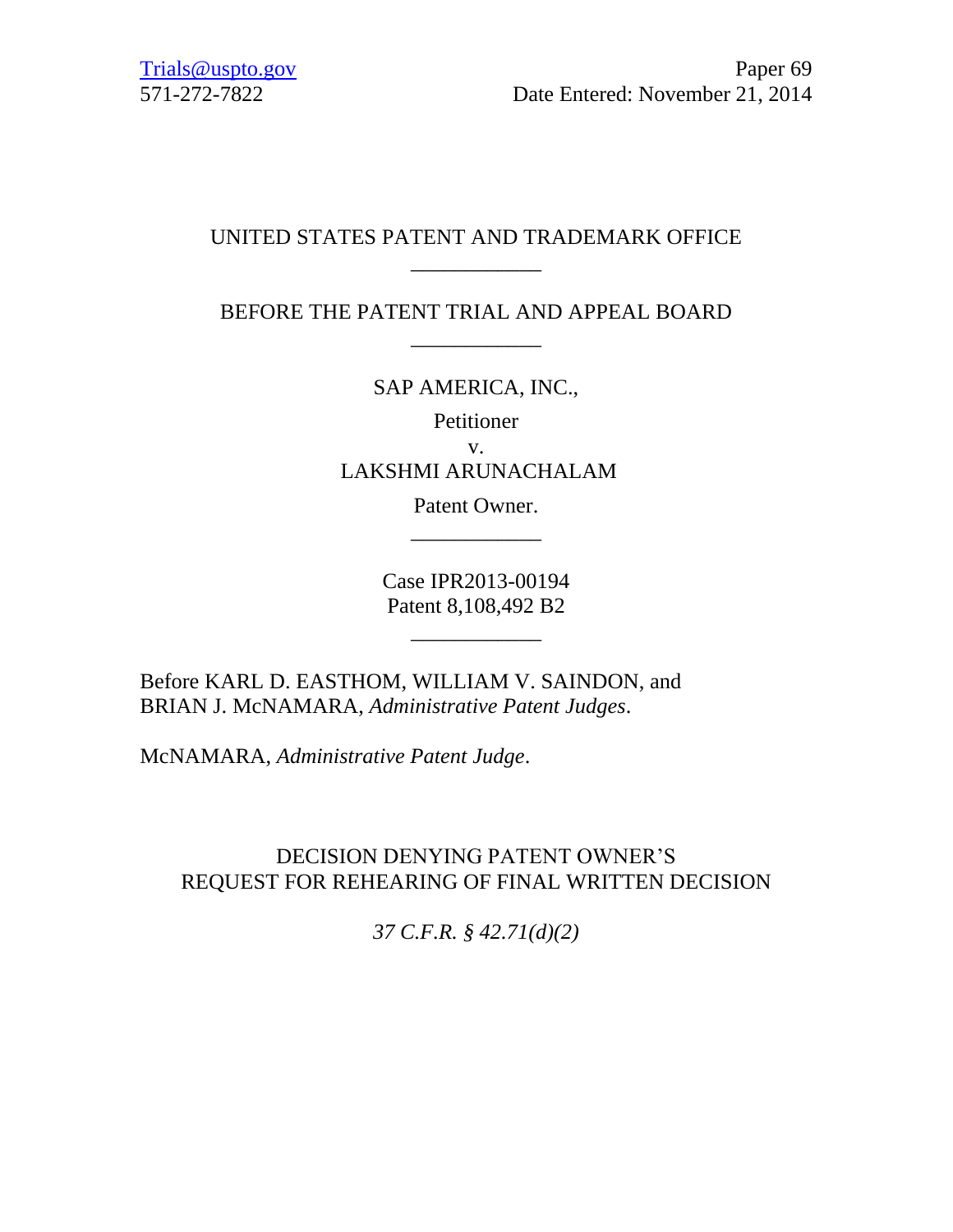Trials@uspto.gov
571-272-7822

Paper 69
Date Entered: November 21, 2014

UNITED STATES PATENT AND TRADEMARK OFFICE

____________

BEFORE THE PATENT TRIAL AND APPEAL BOARD

____________

SAP AMERICA, INC.,
Petitioner
v.
LAKSHMI ARUNACHALAM
Patent Owner.

____________

Case IPR2013-00194
Patent 8,108,492 B2

____________

Before KARL D. EASTHOM, WILLIAM V. SAINDON, and BRIAN J. McNAMARA, *Administrative Patent Judges*.

McNAMARA, *Administrative Patent Judge*.

DECISION DENYING PATENT OWNER'S
REQUEST FOR REHEARING OF FINAL WRITTEN DECISION

*37 C.F.R. § 42.71(d)(2)*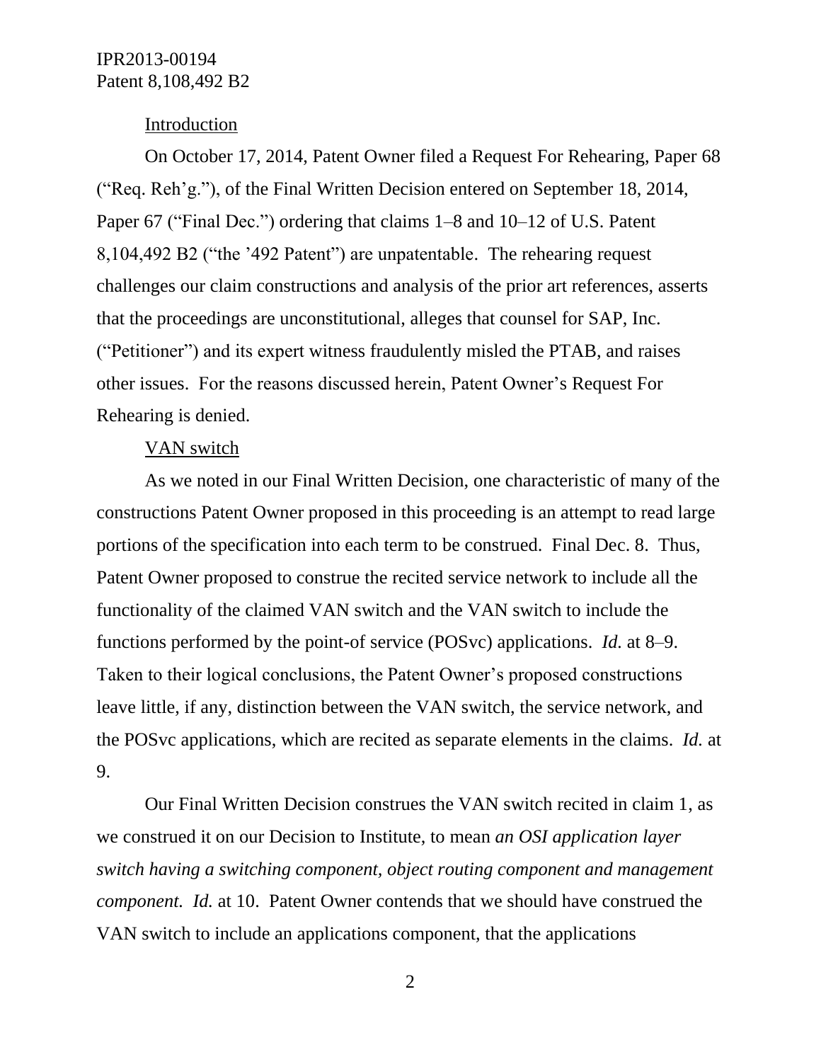Introduction

On October 17, 2014, Patent Owner filed a Request For Rehearing, Paper 68 (“Req. Reh’g.”), of the Final Written Decision entered on September 18, 2014, Paper 67 (“Final Dec.”) ordering that claims 1–8 and 10–12 of U.S. Patent 8,104,492 B2 (“the ’492 Patent”) are unpatentable. The rehearing request challenges our claim constructions and analysis of the prior art references, asserts that the proceedings are unconstitutional, alleges that counsel for SAP, Inc. (“Petitioner”) and its expert witness fraudulently misled the PTAB, and raises other issues. For the reasons discussed herein, Patent Owner’s Request For Rehearing is denied.

VAN switch

As we noted in our Final Written Decision, one characteristic of many of the constructions Patent Owner proposed in this proceeding is an attempt to read large portions of the specification into each term to be construed. Final Dec. 8. Thus, Patent Owner proposed to construe the recited service network to include all the functionality of the claimed VAN switch and the VAN switch to include the functions performed by the point-of service (POSvc) applications. *Id.* at 8–9. Taken to their logical conclusions, the Patent Owner’s proposed constructions leave little, if any, distinction between the VAN switch, the service network, and the POSvc applications, which are recited as separate elements in the claims. *Id.* at 9.

Our Final Written Decision construes the VAN switch recited in claim 1, as we construed it on our Decision to Institute, to mean *an OSI application layer switch having a switching component, object routing component and management component. Id.* at 10. Patent Owner contends that we should have construed the VAN switch to include an applications component, that the applications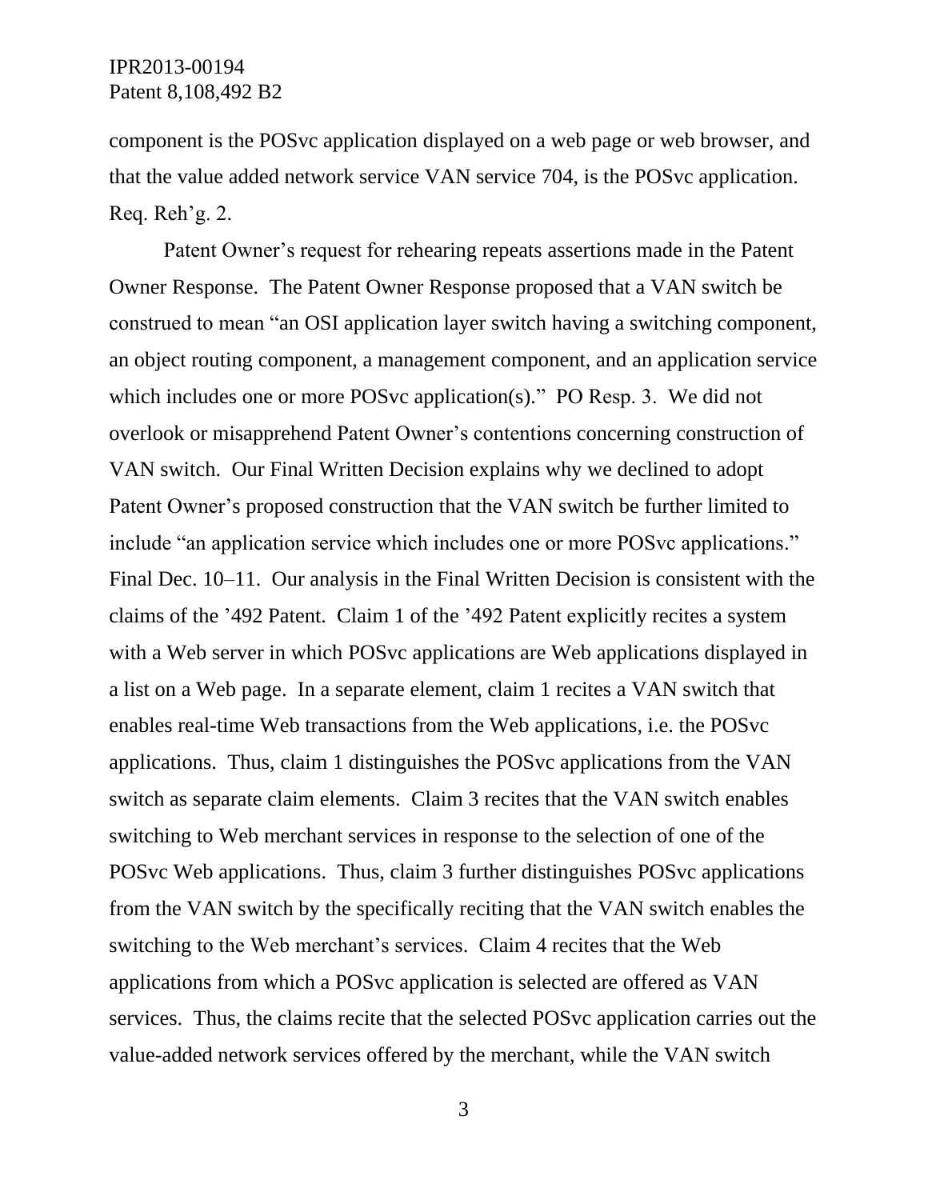component is the POSvc application displayed on a web page or web browser, and that the value added network service VAN service 704, is the POSvc application. Req. Reh'g. 2.

Patent Owner's request for rehearing repeats assertions made in the Patent Owner Response. The Patent Owner Response proposed that a VAN switch be construed to mean "an OSI application layer switch having a switching component, an object routing component, a management component, and an application service which includes one or more POSvc application(s)." PO Resp. 3. We did not overlook or misapprehend Patent Owner's contentions concerning construction of VAN switch. Our Final Written Decision explains why we declined to adopt Patent Owner's proposed construction that the VAN switch be further limited to include "an application service which includes one or more POSvc applications." Final Dec. 10–11. Our analysis in the Final Written Decision is consistent with the claims of the '492 Patent. Claim 1 of the '492 Patent explicitly recites a system with a Web server in which POSvc applications are Web applications displayed in a list on a Web page. In a separate element, claim 1 recites a VAN switch that enables real-time Web transactions from the Web applications, i.e. the POSvc applications. Thus, claim 1 distinguishes the POSvc applications from the VAN switch as separate claim elements. Claim 3 recites that the VAN switch enables switching to Web merchant services in response to the selection of one of the POSvc Web applications. Thus, claim 3 further distinguishes POSvc applications from the VAN switch by the specifically reciting that the VAN switch enables the switching to the Web merchant's services. Claim 4 recites that the Web applications from which a POSvc application is selected are offered as VAN services. Thus, the claims recite that the selected POSvc application carries out the value-added network services offered by the merchant, while the VAN switch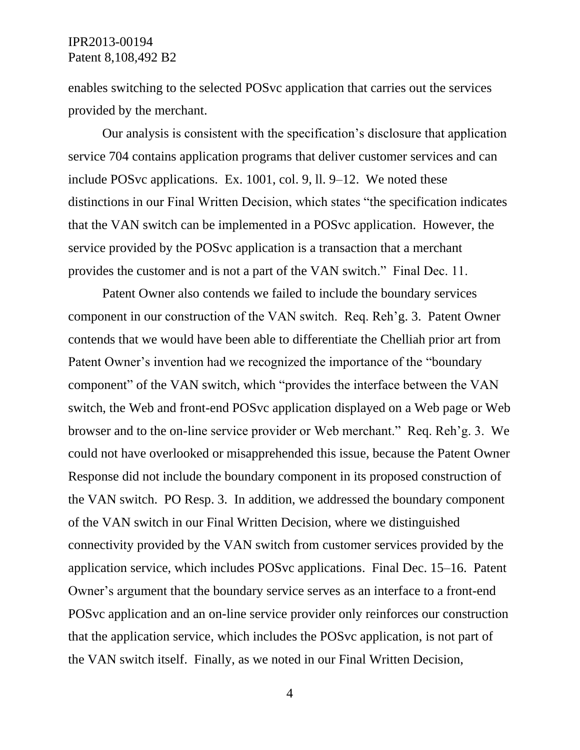enables switching to the selected POSvc application that carries out the services provided by the merchant.

Our analysis is consistent with the specification's disclosure that application service 704 contains application programs that deliver customer services and can include POSvc applications. Ex. 1001, col. 9, ll. 9–12. We noted these distinctions in our Final Written Decision, which states "the specification indicates that the VAN switch can be implemented in a POSvc application. However, the service provided by the POSvc application is a transaction that a merchant provides the customer and is not a part of the VAN switch." Final Dec. 11.

Patent Owner also contends we failed to include the boundary services component in our construction of the VAN switch. Req. Reh'g. 3. Patent Owner contends that we would have been able to differentiate the Chelliah prior art from Patent Owner's invention had we recognized the importance of the "boundary component" of the VAN switch, which "provides the interface between the VAN switch, the Web and front-end POSvc application displayed on a Web page or Web browser and to the on-line service provider or Web merchant." Req. Reh'g. 3. We could not have overlooked or misapprehended this issue, because the Patent Owner Response did not include the boundary component in its proposed construction of the VAN switch. PO Resp. 3. In addition, we addressed the boundary component of the VAN switch in our Final Written Decision, where we distinguished connectivity provided by the VAN switch from customer services provided by the application service, which includes POSvc applications. Final Dec. 15–16. Patent Owner's argument that the boundary service serves as an interface to a front-end POSvc application and an on-line service provider only reinforces our construction that the application service, which includes the POSvc application, is not part of the VAN switch itself. Finally, as we noted in our Final Written Decision,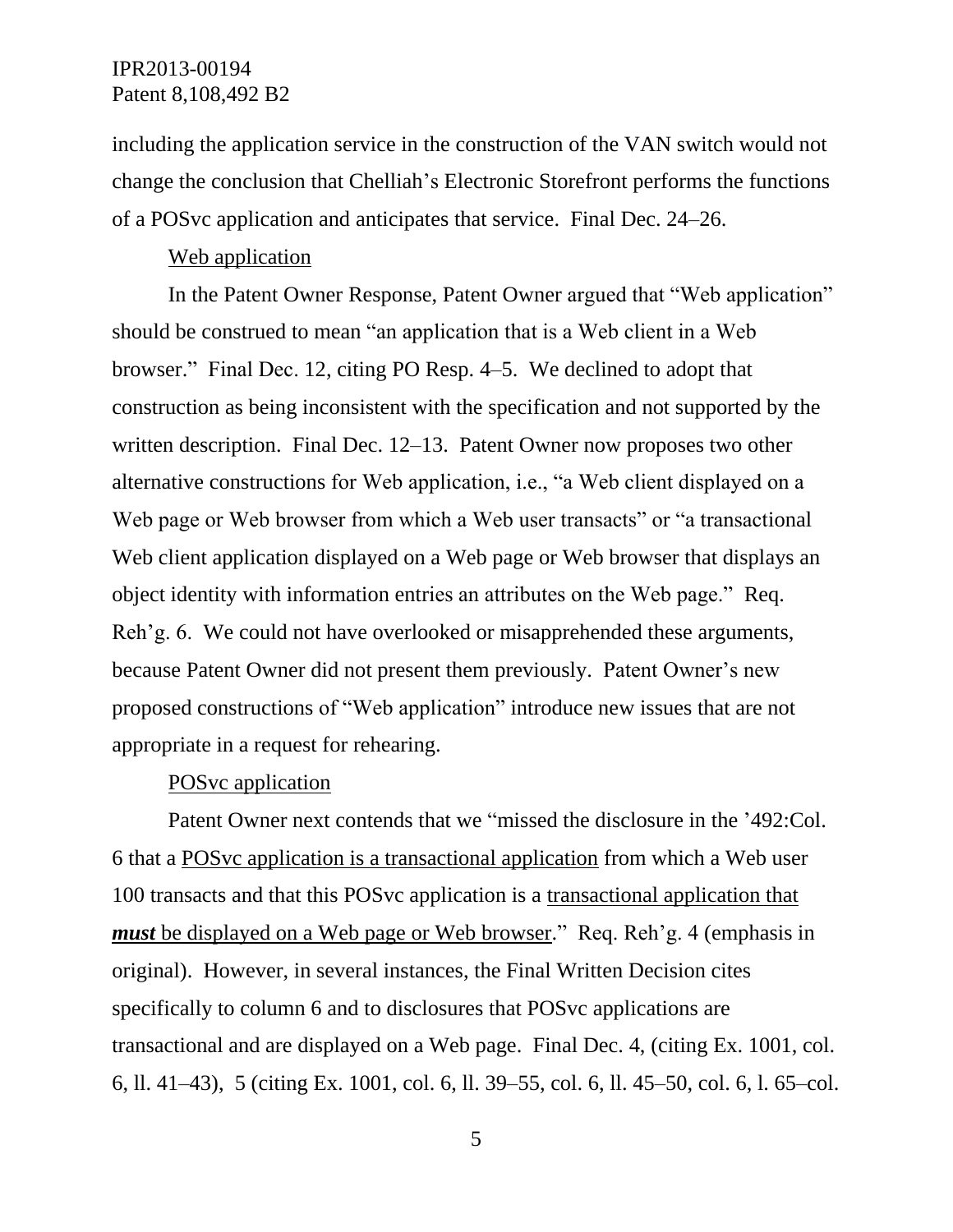including the application service in the construction of the VAN switch would not change the conclusion that Chelliah's Electronic Storefront performs the functions of a POSvc application and anticipates that service. Final Dec. 24–26.

<u>Web application</u>

In the Patent Owner Response, Patent Owner argued that "Web application" should be construed to mean "an application that is a Web client in a Web browser." Final Dec. 12, citing PO Resp. 4–5. We declined to adopt that construction as being inconsistent with the specification and not supported by the written description. Final Dec. 12–13. Patent Owner now proposes two other alternative constructions for Web application, i.e., "a Web client displayed on a Web page or Web browser from which a Web user transacts" or "a transactional Web client application displayed on a Web page or Web browser that displays an object identity with information entries an attributes on the Web page." Req. Reh'g. 6. We could not have overlooked or misapprehended these arguments, because Patent Owner did not present them previously. Patent Owner's new proposed constructions of "Web application" introduce new issues that are not appropriate in a request for rehearing.

<u>POSvc application</u>

Patent Owner next contends that we "missed the disclosure in the '492:Col. 6 that a <u>POSvc application is a transactional application</u> from which a Web user 100 transacts and that this POSvc application is a <u>transactional application that **_must_** be displayed on a Web page or Web browser</u>." Req. Reh'g. 4 (emphasis in original). However, in several instances, the Final Written Decision cites specifically to column 6 and to disclosures that POSvc applications are transactional and are displayed on a Web page. Final Dec. 4, (citing Ex. 1001, col. 6, ll. 41–43), 5 (citing Ex. 1001, col. 6, ll. 39–55, col. 6, ll. 45–50, col. 6, l. 65–col.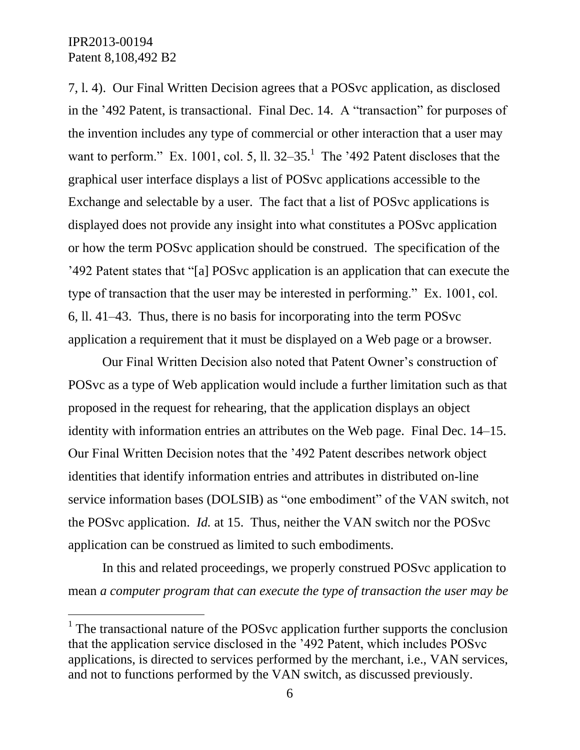7, l. 4). Our Final Written Decision agrees that a POSvc application, as disclosed in the '492 Patent, is transactional. Final Dec. 14. A "transaction" for purposes of the invention includes any type of commercial or other interaction that a user may want to perform." Ex. 1001, col. 5, ll. 32–35.[1] The '492 Patent discloses that the graphical user interface displays a list of POSvc applications accessible to the Exchange and selectable by a user. The fact that a list of POSvc applications is displayed does not provide any insight into what constitutes a POSvc application or how the term POSvc application should be construed. The specification of the '492 Patent states that "[a] POSvc application is an application that can execute the type of transaction that the user may be interested in performing." Ex. 1001, col. 6, ll. 41–43. Thus, there is no basis for incorporating into the term POSvc application a requirement that it must be displayed on a Web page or a browser.

Our Final Written Decision also noted that Patent Owner's construction of POSvc as a type of Web application would include a further limitation such as that proposed in the request for rehearing, that the application displays an object identity with information entries an attributes on the Web page. Final Dec. 14–15. Our Final Written Decision notes that the '492 Patent describes network object identities that identify information entries and attributes in distributed on-line service information bases (DOLSIB) as "one embodiment" of the VAN switch, not the POSvc application. *Id.* at 15. Thus, neither the VAN switch nor the POSvc application can be construed as limited to such embodiments.

In this and related proceedings, we properly construed POSvc application to mean *a computer program that can execute the type of transaction the user may be*

---

[1] The transactional nature of the POSvc application further supports the conclusion that the application service disclosed in the '492 Patent, which includes POSvc applications, is directed to services performed by the merchant, i.e., VAN services, and not to functions performed by the VAN switch, as discussed previously.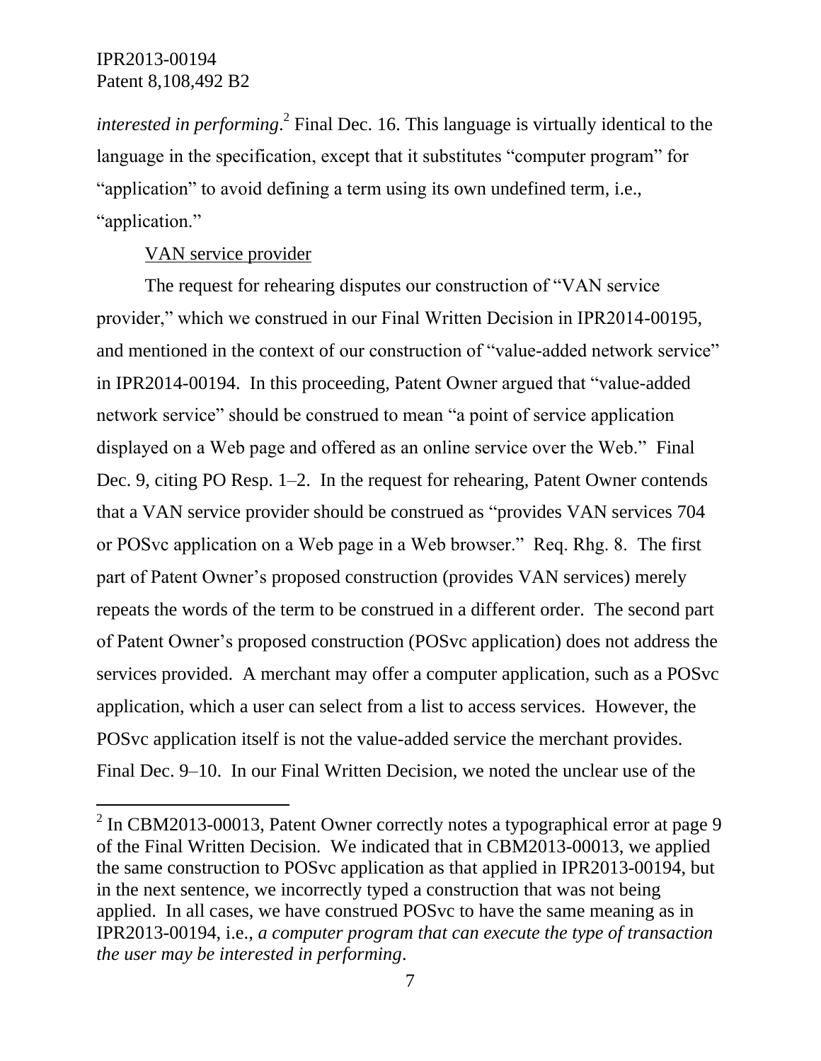*interested in performing*.[2] Final Dec. 16. This language is virtually identical to the language in the specification, except that it substitutes "computer program" for "application" to avoid defining a term using its own undefined term, i.e., "application."

VAN service provider

The request for rehearing disputes our construction of "VAN service provider," which we construed in our Final Written Decision in IPR2014-00195, and mentioned in the context of our construction of "value-added network service" in IPR2014-00194. In this proceeding, Patent Owner argued that "value-added network service" should be construed to mean "a point of service application displayed on a Web page and offered as an online service over the Web." Final Dec. 9, citing PO Resp. 1–2. In the request for rehearing, Patent Owner contends that a VAN service provider should be construed as "provides VAN services 704 or POSvc application on a Web page in a Web browser." Req. Rhg. 8. The first part of Patent Owner's proposed construction (provides VAN services) merely repeats the words of the term to be construed in a different order. The second part of Patent Owner's proposed construction (POSvc application) does not address the services provided. A merchant may offer a computer application, such as a POSvc application, which a user can select from a list to access services. However, the POSvc application itself is not the value-added service the merchant provides. Final Dec. 9–10. In our Final Written Decision, we noted the unclear use of the

[2] In CBM2013-00013, Patent Owner correctly notes a typographical error at page 9 of the Final Written Decision. We indicated that in CBM2013-00013, we applied the same construction to POSvc application as that applied in IPR2013-00194, but in the next sentence, we incorrectly typed a construction that was not being applied. In all cases, we have construed POSvc to have the same meaning as in IPR2013-00194, i.e., *a computer program that can execute the type of transaction the user may be interested in performing*.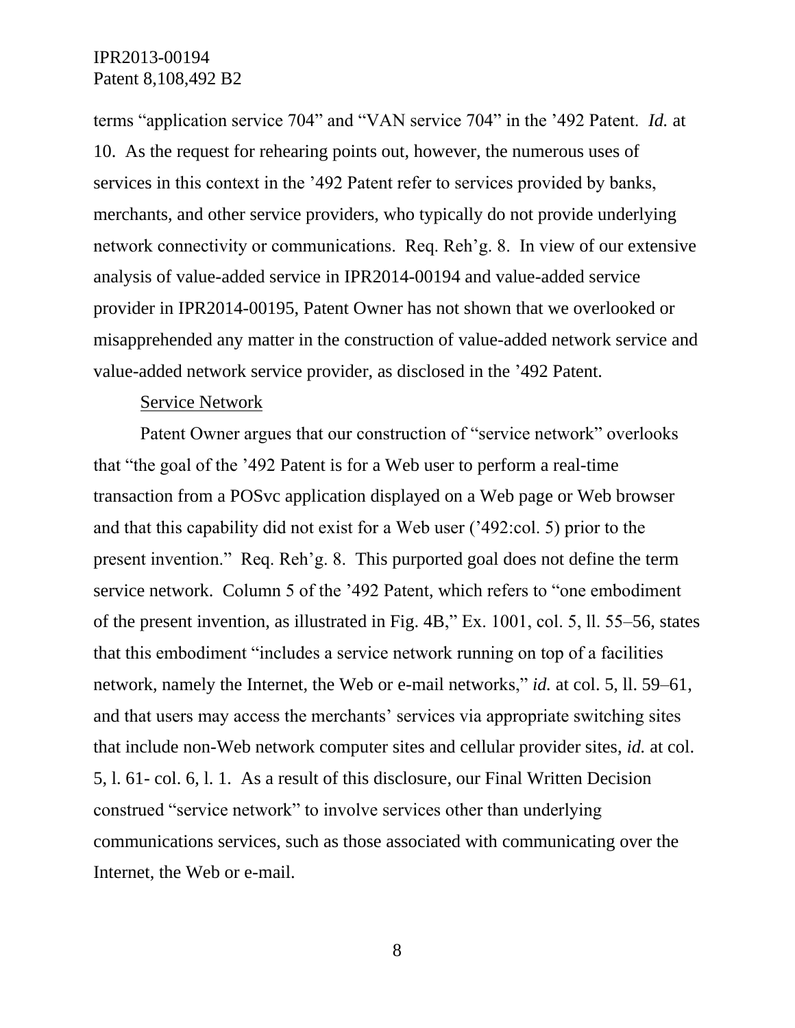terms "application service 704" and "VAN service 704" in the '492 Patent. *Id.* at 10. As the request for rehearing points out, however, the numerous uses of services in this context in the '492 Patent refer to services provided by banks, merchants, and other service providers, who typically do not provide underlying network connectivity or communications. Req. Reh'g. 8. In view of our extensive analysis of value-added service in IPR2014-00194 and value-added service provider in IPR2014-00195, Patent Owner has not shown that we overlooked or misapprehended any matter in the construction of value-added network service and value-added network service provider, as disclosed in the '492 Patent.

Service Network

Patent Owner argues that our construction of "service network" overlooks that "the goal of the '492 Patent is for a Web user to perform a real-time transaction from a POSvc application displayed on a Web page or Web browser and that this capability did not exist for a Web user ('492:col. 5) prior to the present invention." Req. Reh'g. 8. This purported goal does not define the term service network. Column 5 of the '492 Patent, which refers to "one embodiment of the present invention, as illustrated in Fig. 4B," Ex. 1001, col. 5, ll. 55–56, states that this embodiment "includes a service network running on top of a facilities network, namely the Internet, the Web or e-mail networks," *id.* at col. 5, ll. 59–61, and that users may access the merchants' services via appropriate switching sites that include non-Web network computer sites and cellular provider sites, *id.* at col. 5, l. 61- col. 6, l. 1. As a result of this disclosure, our Final Written Decision construed "service network" to involve services other than underlying communications services, such as those associated with communicating over the Internet, the Web or e-mail.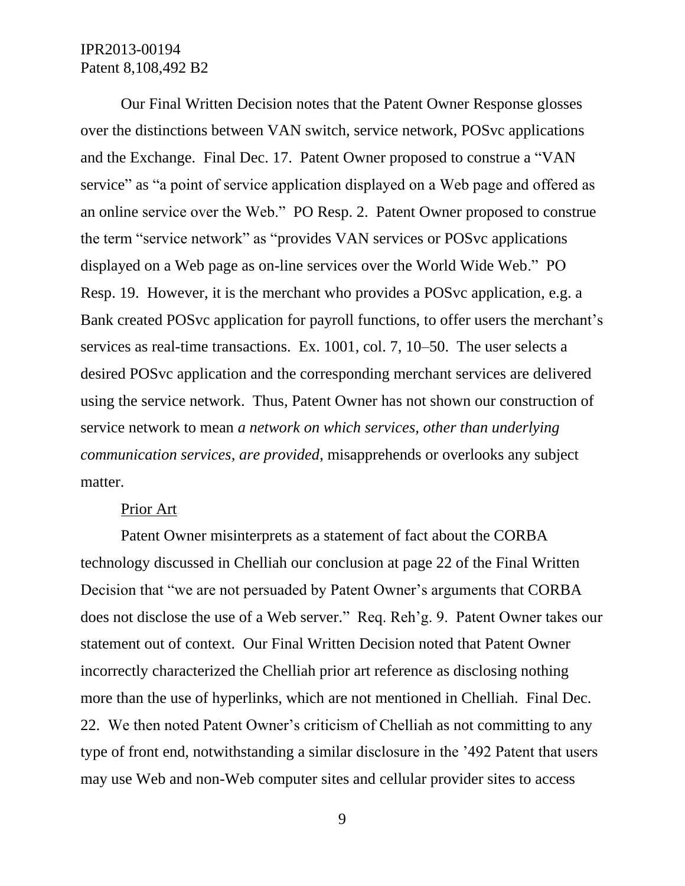Our Final Written Decision notes that the Patent Owner Response glosses over the distinctions between VAN switch, service network, POSvc applications and the Exchange. Final Dec. 17. Patent Owner proposed to construe a "VAN service" as "a point of service application displayed on a Web page and offered as an online service over the Web." PO Resp. 2. Patent Owner proposed to construe the term "service network" as "provides VAN services or POSvc applications displayed on a Web page as on-line services over the World Wide Web." PO Resp. 19. However, it is the merchant who provides a POSvc application, e.g. a Bank created POSvc application for payroll functions, to offer users the merchant's services as real-time transactions. Ex. 1001, col. 7, 10–50. The user selects a desired POSvc application and the corresponding merchant services are delivered using the service network. Thus, Patent Owner has not shown our construction of service network to mean *a network on which services, other than underlying communication services, are provided*, misapprehends or overlooks any subject matter.

<u>Prior Art</u>

Patent Owner misinterprets as a statement of fact about the CORBA technology discussed in Chelliah our conclusion at page 22 of the Final Written Decision that "we are not persuaded by Patent Owner's arguments that CORBA does not disclose the use of a Web server." Req. Reh'g. 9. Patent Owner takes our statement out of context. Our Final Written Decision noted that Patent Owner incorrectly characterized the Chelliah prior art reference as disclosing nothing more than the use of hyperlinks, which are not mentioned in Chelliah. Final Dec. 22. We then noted Patent Owner's criticism of Chelliah as not committing to any type of front end, notwithstanding a similar disclosure in the '492 Patent that users may use Web and non-Web computer sites and cellular provider sites to access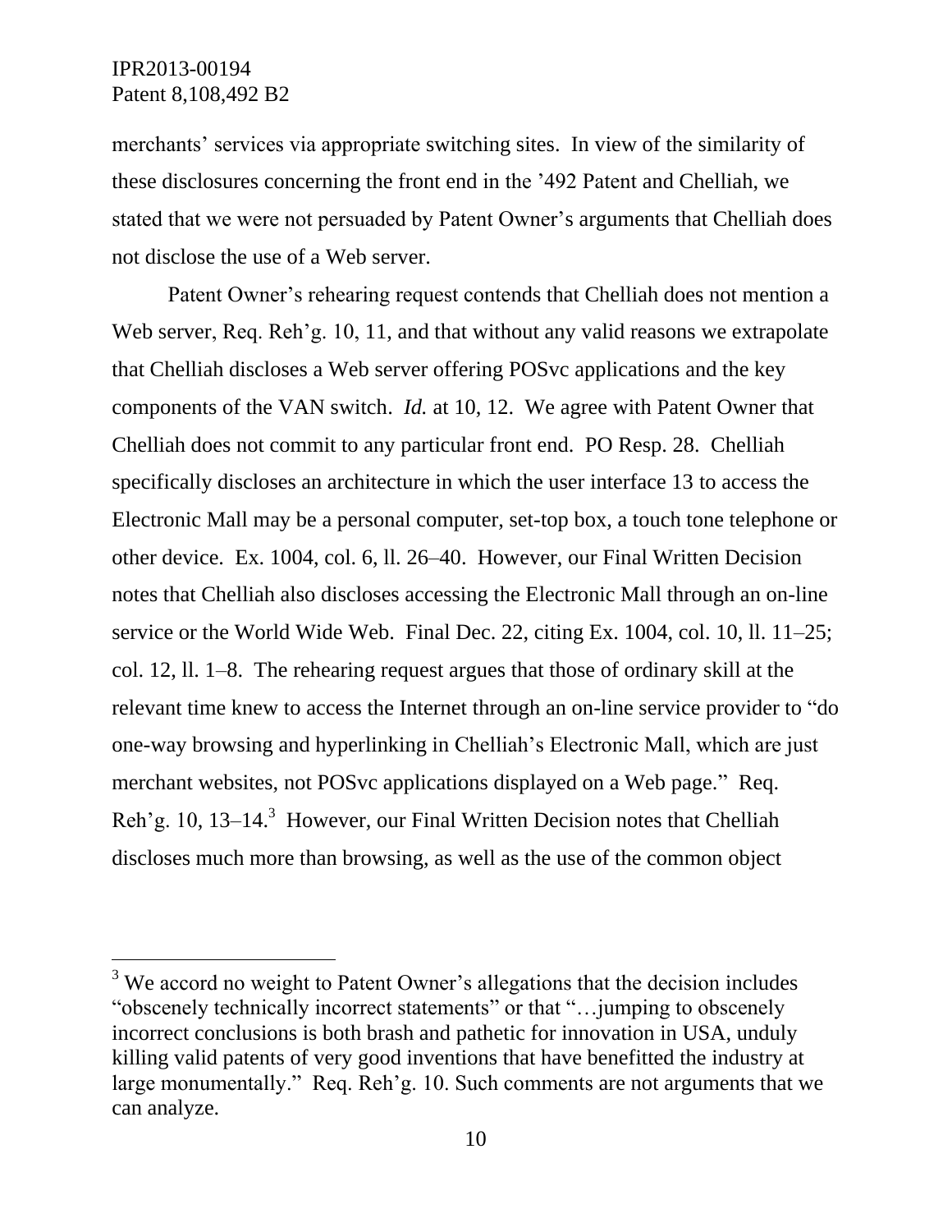merchants' services via appropriate switching sites. In view of the similarity of these disclosures concerning the front end in the '492 Patent and Chelliah, we stated that we were not persuaded by Patent Owner's arguments that Chelliah does not disclose the use of a Web server.

Patent Owner's rehearing request contends that Chelliah does not mention a Web server, Req. Reh'g. 10, 11, and that without any valid reasons we extrapolate that Chelliah discloses a Web server offering POSvc applications and the key components of the VAN switch. *Id.* at 10, 12. We agree with Patent Owner that Chelliah does not commit to any particular front end. PO Resp. 28. Chelliah specifically discloses an architecture in which the user interface 13 to access the Electronic Mall may be a personal computer, set-top box, a touch tone telephone or other device. Ex. 1004, col. 6, ll. 26–40. However, our Final Written Decision notes that Chelliah also discloses accessing the Electronic Mall through an on-line service or the World Wide Web. Final Dec. 22, citing Ex. 1004, col. 10, ll. 11–25; col. 12, ll. 1–8. The rehearing request argues that those of ordinary skill at the relevant time knew to access the Internet through an on-line service provider to "do one-way browsing and hyperlinking in Chelliah's Electronic Mall, which are just merchant websites, not POSvc applications displayed on a Web page." Req. Reh'g. 10, 13–14.[3] However, our Final Written Decision notes that Chelliah discloses much more than browsing, as well as the use of the common object

---

[3] We accord no weight to Patent Owner's allegations that the decision includes "obscenely technically incorrect statements" or that "…jumping to obscenely incorrect conclusions is both brash and pathetic for innovation in USA, unduly killing valid patents of very good inventions that have benefitted the industry at large monumentally." Req. Reh'g. 10. Such comments are not arguments that we can analyze.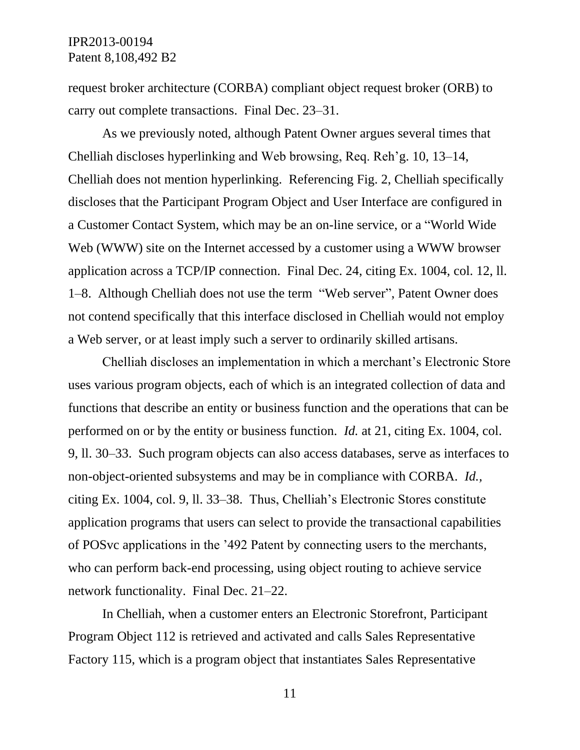request broker architecture (CORBA) compliant object request broker (ORB) to carry out complete transactions. Final Dec. 23–31.

As we previously noted, although Patent Owner argues several times that Chelliah discloses hyperlinking and Web browsing, Req. Reh'g. 10, 13–14, Chelliah does not mention hyperlinking. Referencing Fig. 2, Chelliah specifically discloses that the Participant Program Object and User Interface are configured in a Customer Contact System, which may be an on-line service, or a "World Wide Web (WWW) site on the Internet accessed by a customer using a WWW browser application across a TCP/IP connection. Final Dec. 24, citing Ex. 1004, col. 12, ll. 1–8. Although Chelliah does not use the term "Web server", Patent Owner does not contend specifically that this interface disclosed in Chelliah would not employ a Web server, or at least imply such a server to ordinarily skilled artisans.

Chelliah discloses an implementation in which a merchant's Electronic Store uses various program objects, each of which is an integrated collection of data and functions that describe an entity or business function and the operations that can be performed on or by the entity or business function. *Id.* at 21, citing Ex. 1004, col. 9, ll. 30–33. Such program objects can also access databases, serve as interfaces to non-object-oriented subsystems and may be in compliance with CORBA. *Id.*, citing Ex. 1004, col. 9, ll. 33–38. Thus, Chelliah's Electronic Stores constitute application programs that users can select to provide the transactional capabilities of POSvc applications in the '492 Patent by connecting users to the merchants, who can perform back-end processing, using object routing to achieve service network functionality. Final Dec. 21–22.

In Chelliah, when a customer enters an Electronic Storefront, Participant Program Object 112 is retrieved and activated and calls Sales Representative Factory 115, which is a program object that instantiates Sales Representative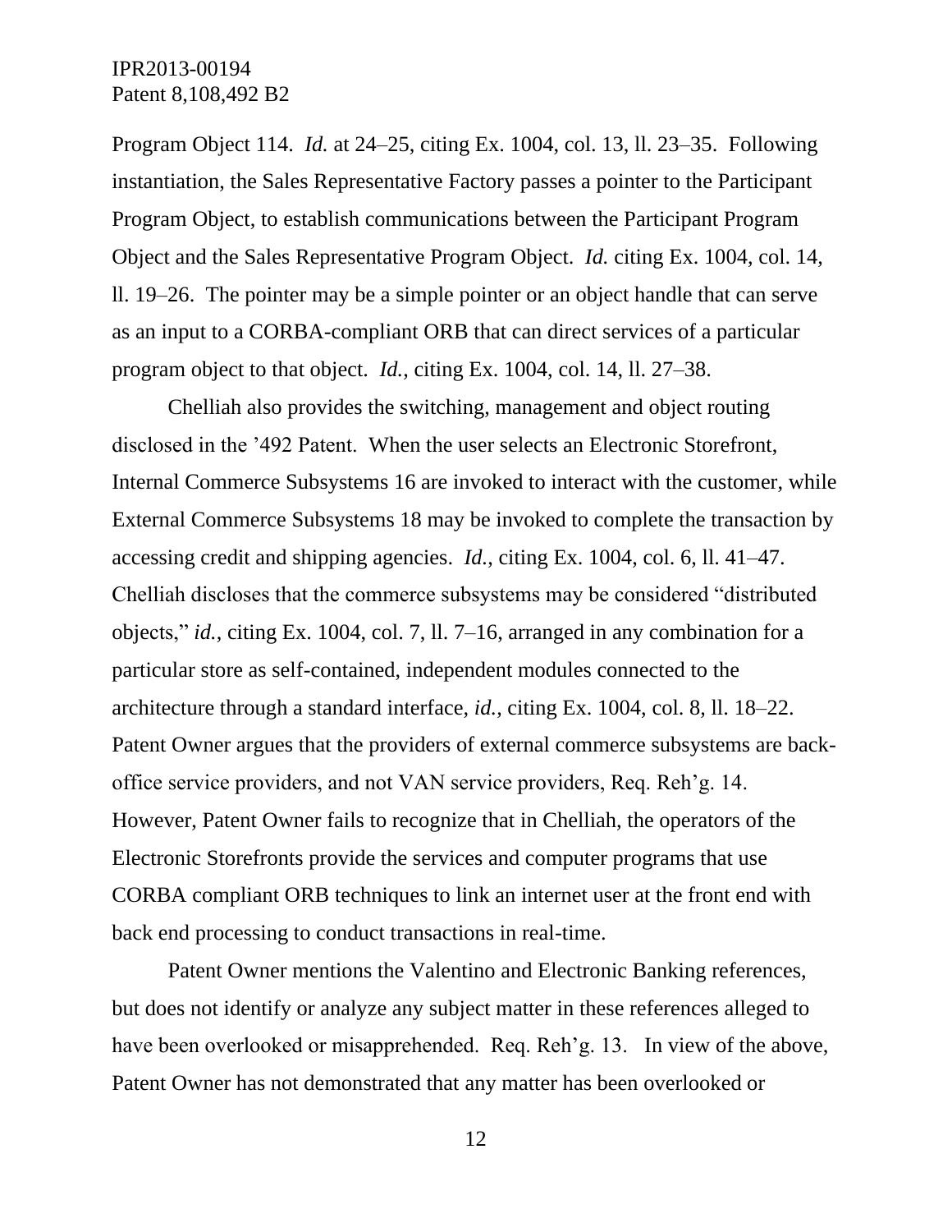Program Object 114. *Id.* at 24–25, citing Ex. 1004, col. 13, ll. 23–35. Following instantiation, the Sales Representative Factory passes a pointer to the Participant Program Object, to establish communications between the Participant Program Object and the Sales Representative Program Object. *Id.* citing Ex. 1004, col. 14, ll. 19–26. The pointer may be a simple pointer or an object handle that can serve as an input to a CORBA-compliant ORB that can direct services of a particular program object to that object. *Id.*, citing Ex. 1004, col. 14, ll. 27–38.

Chelliah also provides the switching, management and object routing disclosed in the '492 Patent. When the user selects an Electronic Storefront, Internal Commerce Subsystems 16 are invoked to interact with the customer, while External Commerce Subsystems 18 may be invoked to complete the transaction by accessing credit and shipping agencies. *Id.*, citing Ex. 1004, col. 6, ll. 41–47. Chelliah discloses that the commerce subsystems may be considered "distributed objects," *id.*, citing Ex. 1004, col. 7, ll. 7–16, arranged in any combination for a particular store as self-contained, independent modules connected to the architecture through a standard interface, *id.*, citing Ex. 1004, col. 8, ll. 18–22. Patent Owner argues that the providers of external commerce subsystems are back-office service providers, and not VAN service providers, Req. Reh'g. 14. However, Patent Owner fails to recognize that in Chelliah, the operators of the Electronic Storefronts provide the services and computer programs that use CORBA compliant ORB techniques to link an internet user at the front end with back end processing to conduct transactions in real-time.

Patent Owner mentions the Valentino and Electronic Banking references, but does not identify or analyze any subject matter in these references alleged to have been overlooked or misapprehended. Req. Reh'g. 13. In view of the above, Patent Owner has not demonstrated that any matter has been overlooked or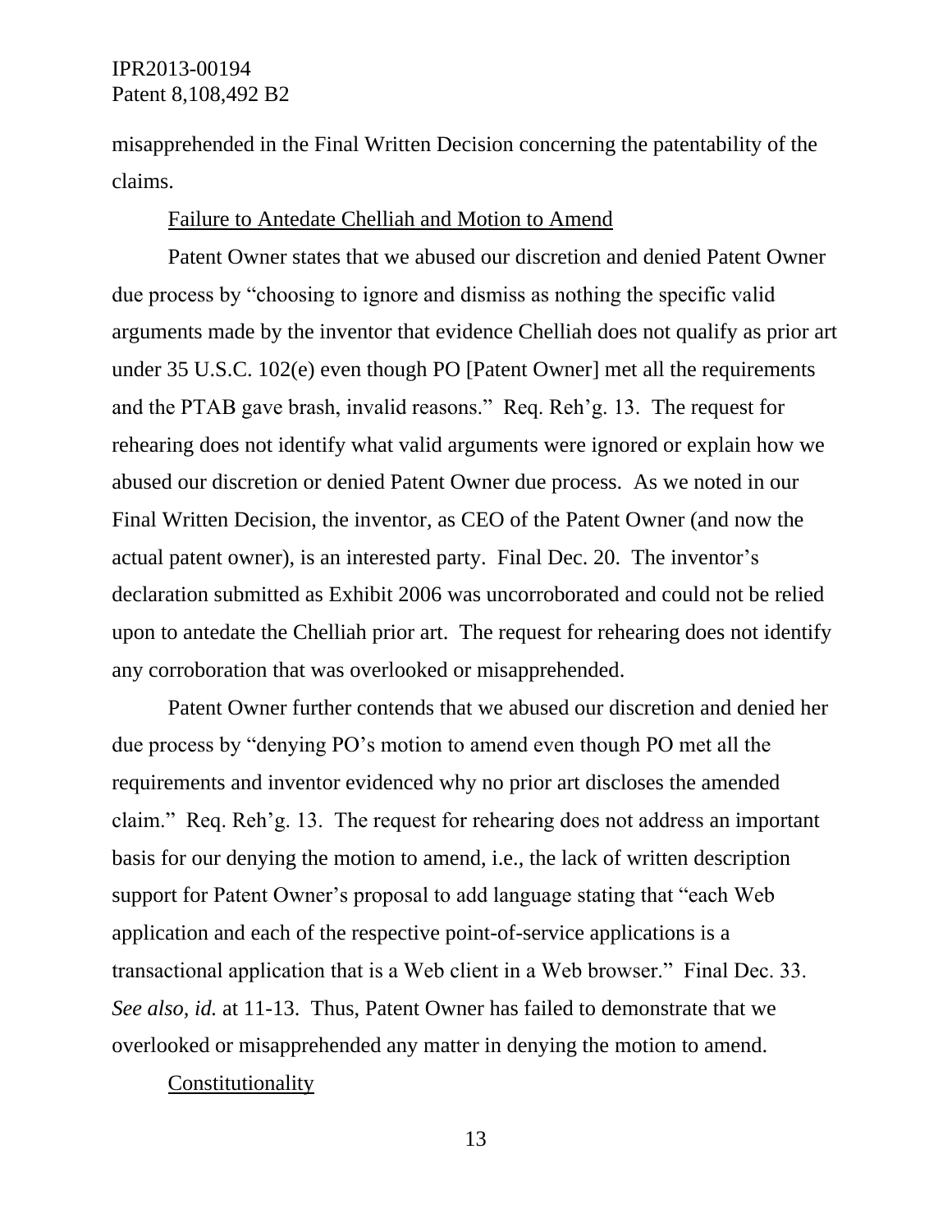misapprehended in the Final Written Decision concerning the patentability of the claims.

Failure to Antedate Chelliah and Motion to Amend

Patent Owner states that we abused our discretion and denied Patent Owner due process by "choosing to ignore and dismiss as nothing the specific valid arguments made by the inventor that evidence Chelliah does not qualify as prior art under 35 U.S.C. 102(e) even though PO [Patent Owner] met all the requirements and the PTAB gave brash, invalid reasons." Req. Reh'g. 13. The request for rehearing does not identify what valid arguments were ignored or explain how we abused our discretion or denied Patent Owner due process. As we noted in our Final Written Decision, the inventor, as CEO of the Patent Owner (and now the actual patent owner), is an interested party. Final Dec. 20. The inventor's declaration submitted as Exhibit 2006 was uncorroborated and could not be relied upon to antedate the Chelliah prior art. The request for rehearing does not identify any corroboration that was overlooked or misapprehended.

Patent Owner further contends that we abused our discretion and denied her due process by "denying PO's motion to amend even though PO met all the requirements and inventor evidenced why no prior art discloses the amended claim." Req. Reh'g. 13. The request for rehearing does not address an important basis for our denying the motion to amend, i.e., the lack of written description support for Patent Owner's proposal to add language stating that "each Web application and each of the respective point-of-service applications is a transactional application that is a Web client in a Web browser." Final Dec. 33. *See also, id.* at 11-13. Thus, Patent Owner has failed to demonstrate that we overlooked or misapprehended any matter in denying the motion to amend.

Constitutionality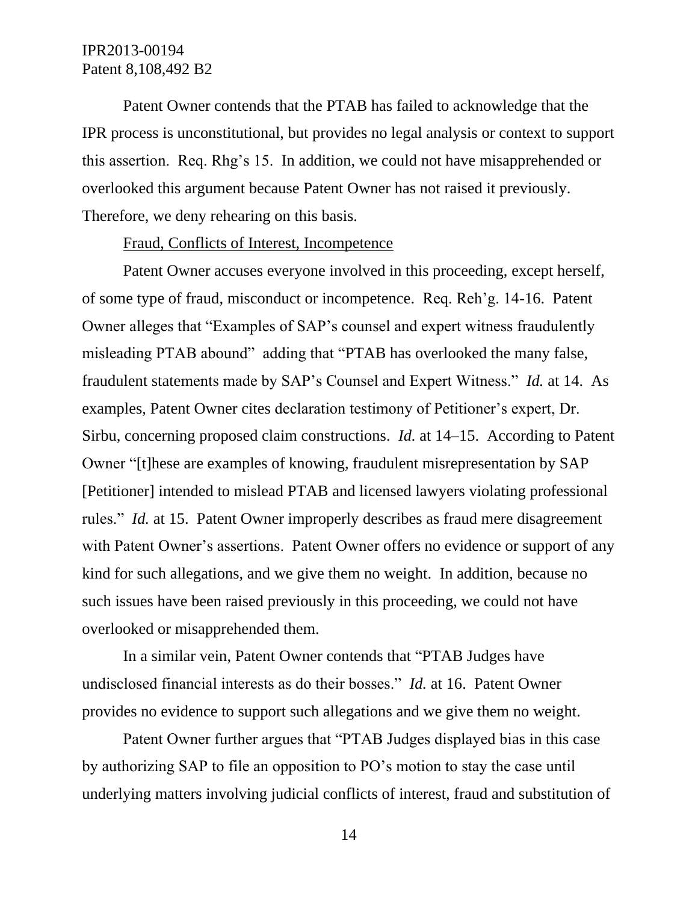Patent Owner contends that the PTAB has failed to acknowledge that the IPR process is unconstitutional, but provides no legal analysis or context to support this assertion. Req. Rhg's 15. In addition, we could not have misapprehended or overlooked this argument because Patent Owner has not raised it previously. Therefore, we deny rehearing on this basis.

Fraud, Conflicts of Interest, Incompetence

Patent Owner accuses everyone involved in this proceeding, except herself, of some type of fraud, misconduct or incompetence. Req. Reh'g. 14-16. Patent Owner alleges that "Examples of SAP's counsel and expert witness fraudulently misleading PTAB abound" adding that "PTAB has overlooked the many false, fraudulent statements made by SAP's Counsel and Expert Witness." *Id.* at 14. As examples, Patent Owner cites declaration testimony of Petitioner's expert, Dr. Sirbu, concerning proposed claim constructions. *Id.* at 14–15. According to Patent Owner "[t]hese are examples of knowing, fraudulent misrepresentation by SAP [Petitioner] intended to mislead PTAB and licensed lawyers violating professional rules." *Id.* at 15. Patent Owner improperly describes as fraud mere disagreement with Patent Owner's assertions. Patent Owner offers no evidence or support of any kind for such allegations, and we give them no weight. In addition, because no such issues have been raised previously in this proceeding, we could not have overlooked or misapprehended them.

In a similar vein, Patent Owner contends that "PTAB Judges have undisclosed financial interests as do their bosses." *Id.* at 16. Patent Owner provides no evidence to support such allegations and we give them no weight.

Patent Owner further argues that "PTAB Judges displayed bias in this case by authorizing SAP to file an opposition to PO's motion to stay the case until underlying matters involving judicial conflicts of interest, fraud and substitution of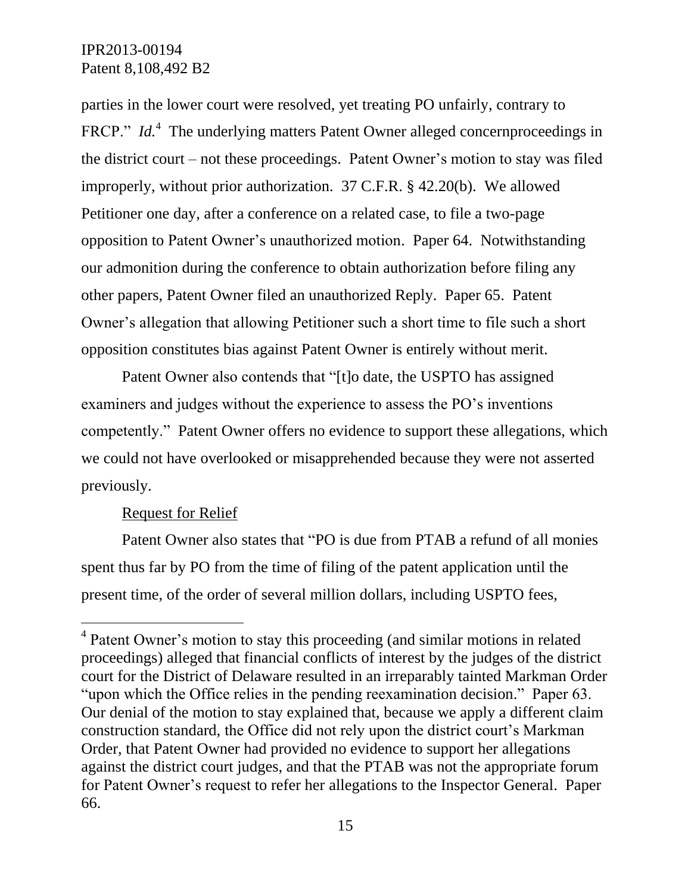parties in the lower court were resolved, yet treating PO unfairly, contrary to FRCP." *Id.*[4] The underlying matters Patent Owner alleged concernproceedings in the district court – not these proceedings. Patent Owner's motion to stay was filed improperly, without prior authorization. 37 C.F.R. § 42.20(b). We allowed Petitioner one day, after a conference on a related case, to file a two-page opposition to Patent Owner's unauthorized motion. Paper 64. Notwithstanding our admonition during the conference to obtain authorization before filing any other papers, Patent Owner filed an unauthorized Reply. Paper 65. Patent Owner's allegation that allowing Petitioner such a short time to file such a short opposition constitutes bias against Patent Owner is entirely without merit.

Patent Owner also contends that "[t]o date, the USPTO has assigned examiners and judges without the experience to assess the PO's inventions competently." Patent Owner offers no evidence to support these allegations, which we could not have overlooked or misapprehended because they were not asserted previously.

<u>Request for Relief</u>

Patent Owner also states that "PO is due from PTAB a refund of all monies spent thus far by PO from the time of filing of the patent application until the present time, of the order of several million dollars, including USPTO fees,

---

[4] Patent Owner's motion to stay this proceeding (and similar motions in related proceedings) alleged that financial conflicts of interest by the judges of the district court for the District of Delaware resulted in an irreparably tainted Markman Order "upon which the Office relies in the pending reexamination decision." Paper 63. Our denial of the motion to stay explained that, because we apply a different claim construction standard, the Office did not rely upon the district court's Markman Order, that Patent Owner had provided no evidence to support her allegations against the district court judges, and that the PTAB was not the appropriate forum for Patent Owner's request to refer her allegations to the Inspector General. Paper 66.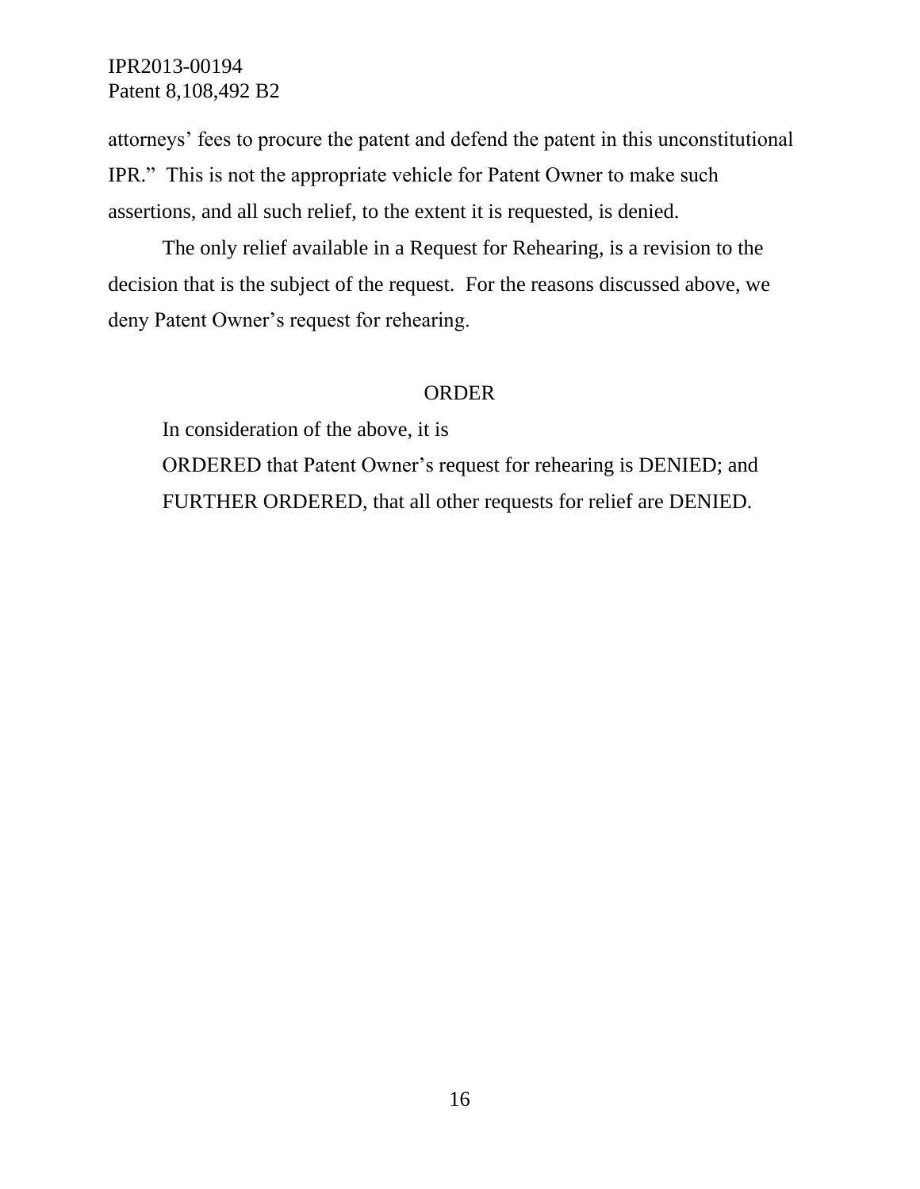attorneys' fees to procure the patent and defend the patent in this unconstitutional IPR." This is not the appropriate vehicle for Patent Owner to make such assertions, and all such relief, to the extent it is requested, is denied.

The only relief available in a Request for Rehearing, is a revision to the decision that is the subject of the request. For the reasons discussed above, we deny Patent Owner's request for rehearing.

ORDER

In consideration of the above, it is

ORDERED that Patent Owner's request for rehearing is DENIED; and

FURTHER ORDERED, that all other requests for relief are DENIED.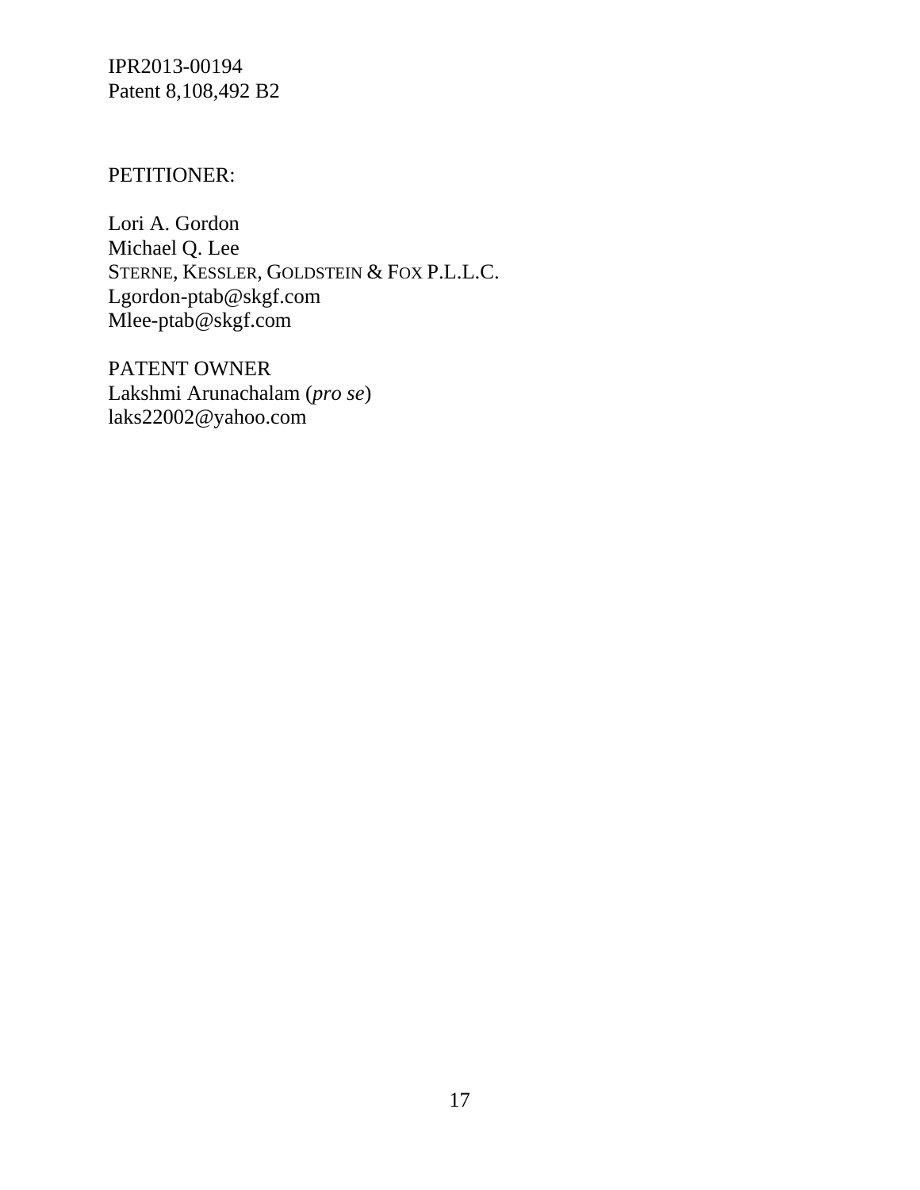PETITIONER:

Lori A. Gordon
Michael Q. Lee
STERNE, KESSLER, GOLDSTEIN & FOX P.L.L.C.
Lgordon-ptab@skgf.com
Mlee-ptab@skgf.com

PATENT OWNER
Lakshmi Arunachalam (*pro se*)
laks22002@yahoo.com